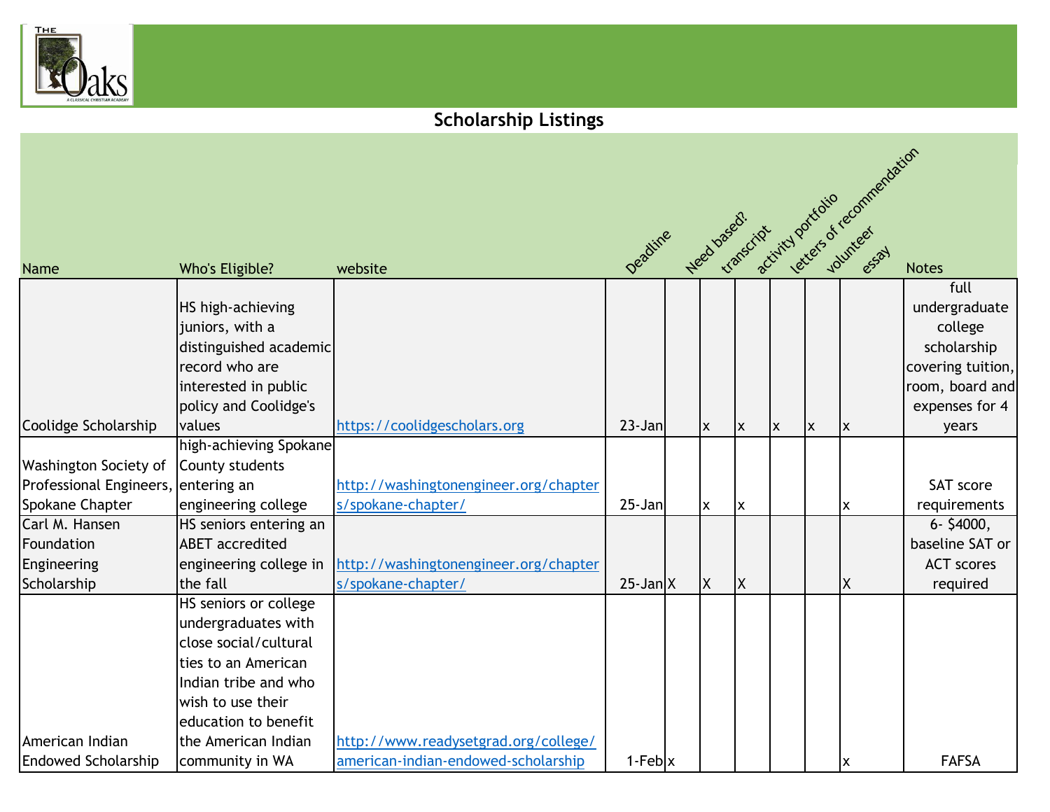## Scholarship Listings

| Name | Who's Eligible? | website | Deadline | Need based? | transcript | activity portfolio | letters of recommendation | volunteer | essay | Notes |
|---|---|---|---|---|---|---|---|---|---|---|
| Coolidge Scholarship | HS high-achieving juniors, with a distinguished academic record who are interested in public policy and Coolidge's values | https://coolidgescholars.org | 23-Jan | | x | x | x | x | x | full undergraduate college scholarship covering tuition, room, board and expenses for 4 years |
| Washington Society of Professional Engineers, Spokane Chapter | high-achieving Spokane County students entering an engineering college | http://washingtonengineer.org/chapters/spokane-chapter/ | 25-Jan | | x | x | | | x | SAT score requirements |
| Carl M. Hansen Foundation Engineering Scholarship | HS seniors entering an ABET accredited engineering college in the fall | http://washingtonengineer.org/chapters/spokane-chapter/ | 25-Jan | X | X | X | | | X | 6- $4000, baseline SAT or ACT scores required |
| American Indian Endowed Scholarship | HS seniors or college undergraduates with close social/cultural ties to an American Indian tribe and who wish to use their education to benefit the American Indian community in WA | http://www.readysetgrad.org/college/american-indian-endowed-scholarship | 1-Feb | x | | | | | x | FAFSA |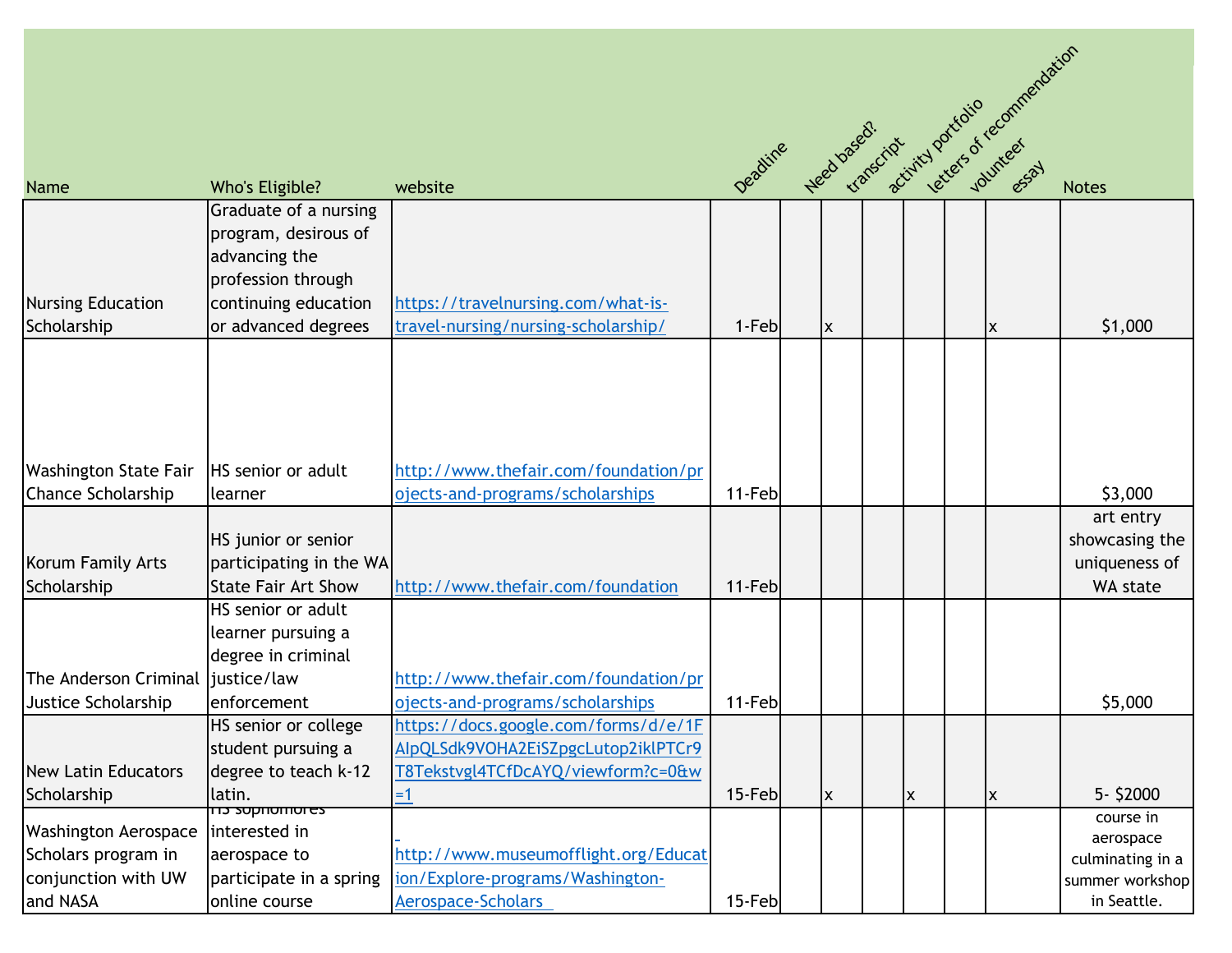| Name | Who's Eligible? | website | Deadline | Need based? | transcript | activity portfolio | letters of recommendation | volunteer | essay | Notes |
|---|---|---|---|---|---|---|---|---|---|---|
| Nursing Education Scholarship | Graduate of a nursing program, desirous of advancing the profession through continuing education or advanced degrees | https://travelnursing.com/what-is-travel-nursing/nursing-scholarship/ | 1-Feb | | x | | | | x | $1,000 |
| Washington State Fair Chance Scholarship | HS senior or adult learner | http://www.thefair.com/foundation/projects-and-programs/scholarships | 11-Feb | | | | | | | $3,000 |
| Korum Family Arts Scholarship | HS junior or senior participating in the WA State Fair Art Show | http://www.thefair.com/foundation | 11-Feb | | | | | | | art entry showcasing the uniqueness of WA state |
| The Anderson Criminal Justice Scholarship | HS senior or adult learner pursuing a degree in criminal justice/law enforcement | http://www.thefair.com/foundation/projects-and-programs/scholarships | 11-Feb | | | | | | | $5,000 |
| New Latin Educators Scholarship | HS senior or college student pursuing a degree to teach k-12 latin. | https://docs.google.com/forms/d/e/1FAIpQLSdk9VOHA2EiSZpgcLutop2iklPTCr9T8Tekstvgl4TCfDcAYQ/viewform?c=0&w=1 | 15-Feb | | x | | x | | x | 5- $2000 |
| Washington Aerospace Scholars program in conjunction with UW and NASA | HS sophomores interested in aerospace to participate in a spring online course | http://www.museumofflight.org/Education/Explore-programs/Washington-Aerospace-Scholars | 15-Feb | | | | | | | course in aerospace culminating in a summer workshop in Seattle. |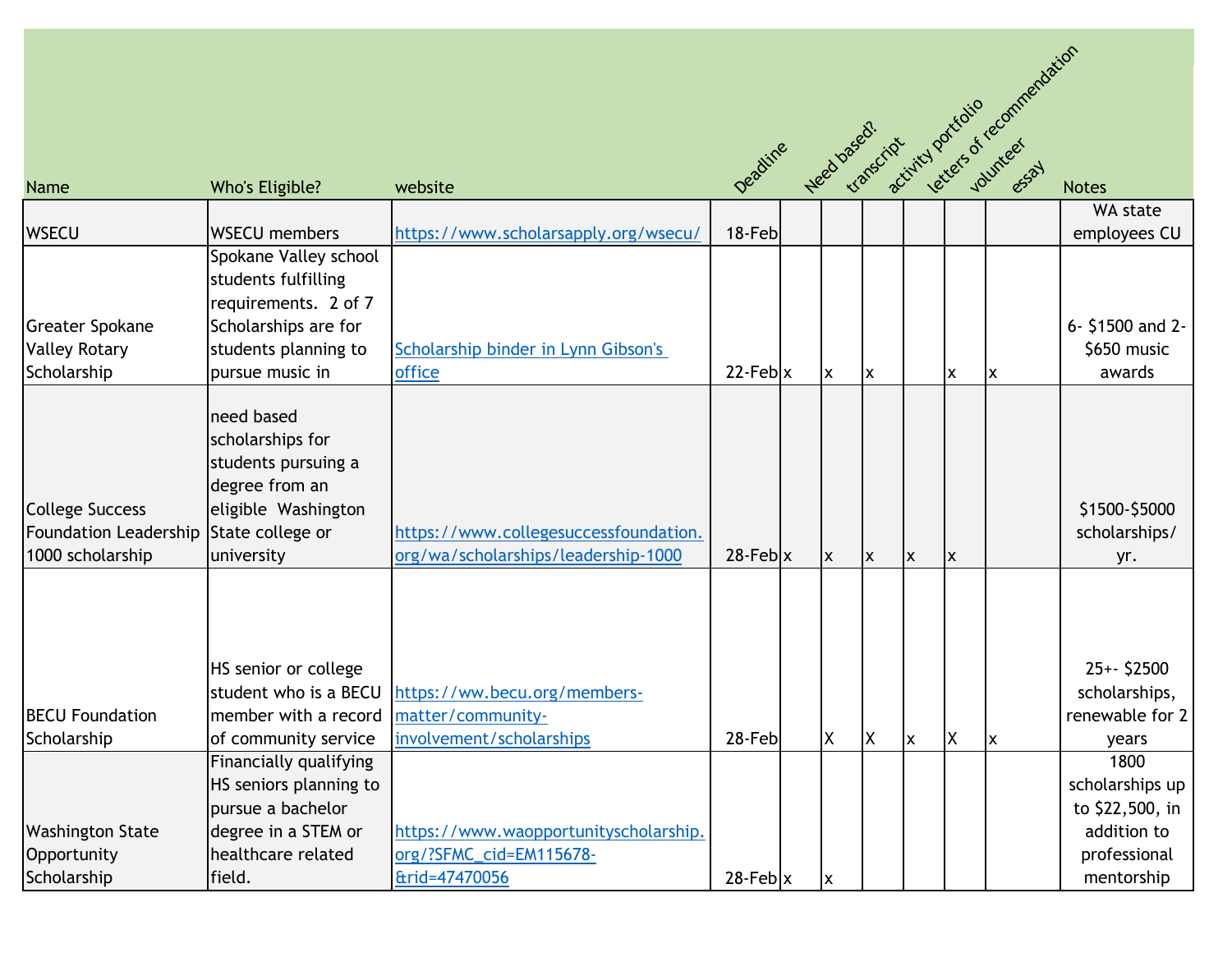| Name | Who's Eligible? | website | Deadline | Need based? | transcript | activity portfolio | letters of recommendation | volunteer | essay | Notes |
|---|---|---|---|---|---|---|---|---|---|---|
| WSECU | WSECU members | https://www.scholarsapply.org/wsecu/ | 18-Feb | | | | | | | WA state employees CU |
| Greater Spokane Valley Rotary Scholarship | Spokane Valley school students fulfilling requirements. 2 of 7 Scholarships are for students planning to pursue music in | Scholarship binder in Lynn Gibson's office | 22-Feb | x | x | x | | x | x | 6- $1500 and 2- $650 music awards |
| College Success Foundation Leadership 1000 scholarship | need based scholarships for students pursuing a degree from an eligible Washington State college or university | https://www.collegesuccessfoundation.org/wa/scholarships/leadership-1000 | 28-Feb | x | x | x | x | x | | $1500-$5000 scholarships/ yr. |
| BECU Foundation Scholarship | HS senior or college student who is a BECU member with a record of community service | https://ww.becu.org/members-matter/community-involvement/scholarships | 28-Feb | | X | X | x | X | x | 25+- $2500 scholarships, renewable for 2 years |
| Washington State Opportunity Scholarship | Financially qualifying HS seniors planning to pursue a bachelor degree in a STEM or healthcare related field. | https://www.waopportunityscholarship.org/?SFMC_cid=EM115678-&rid=47470056 | 28-Feb | x | x | | | | | 1800 scholarships up to $22,500, in addition to professional mentorship |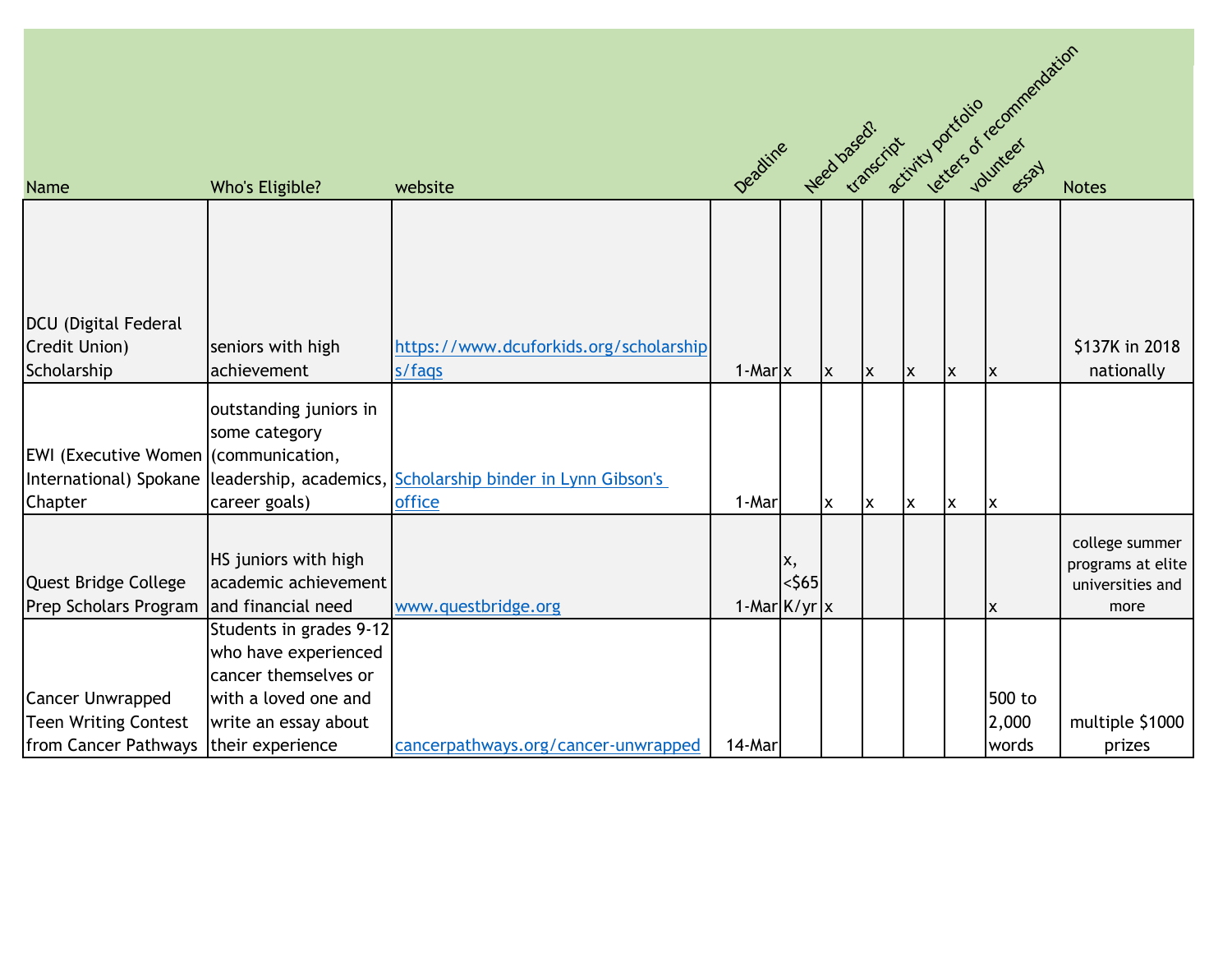| Name | Who's Eligible? | website | Deadline | Need based? | transcript | activity portfolio | letters of recommendation | volunteer | essay | Notes |
|---|---|---|---|---|---|---|---|---|---|---|
| DCU (Digital Federal Credit Union) Scholarship | seniors with high achievement | https://www.dcuforkids.org/scholarships/faqs | 1-Mar | x | x | x | x | x | x | $137K in 2018 nationally |
| EWI (Executive Women International) Spokane Chapter | outstanding juniors in some category (communication, leadership, academics, career goals) | Scholarship binder in Lynn Gibson's office | 1-Mar | | x | x | x | x | x | |
| Quest Bridge College Prep Scholars Program | HS juniors with high academic achievement and financial need | www.questbridge.org | 1-Mar | x, <$65 K/yr | x | | | | x | college summer programs at elite universities and more |
| Cancer Unwrapped Teen Writing Contest from Cancer Pathways | Students in grades 9-12 who have experienced cancer themselves or with a loved one and write an essay about their experience | cancerpathways.org/cancer-unwrapped | 14-Mar | | | | | | 500 to 2,000 words | multiple $1000 prizes |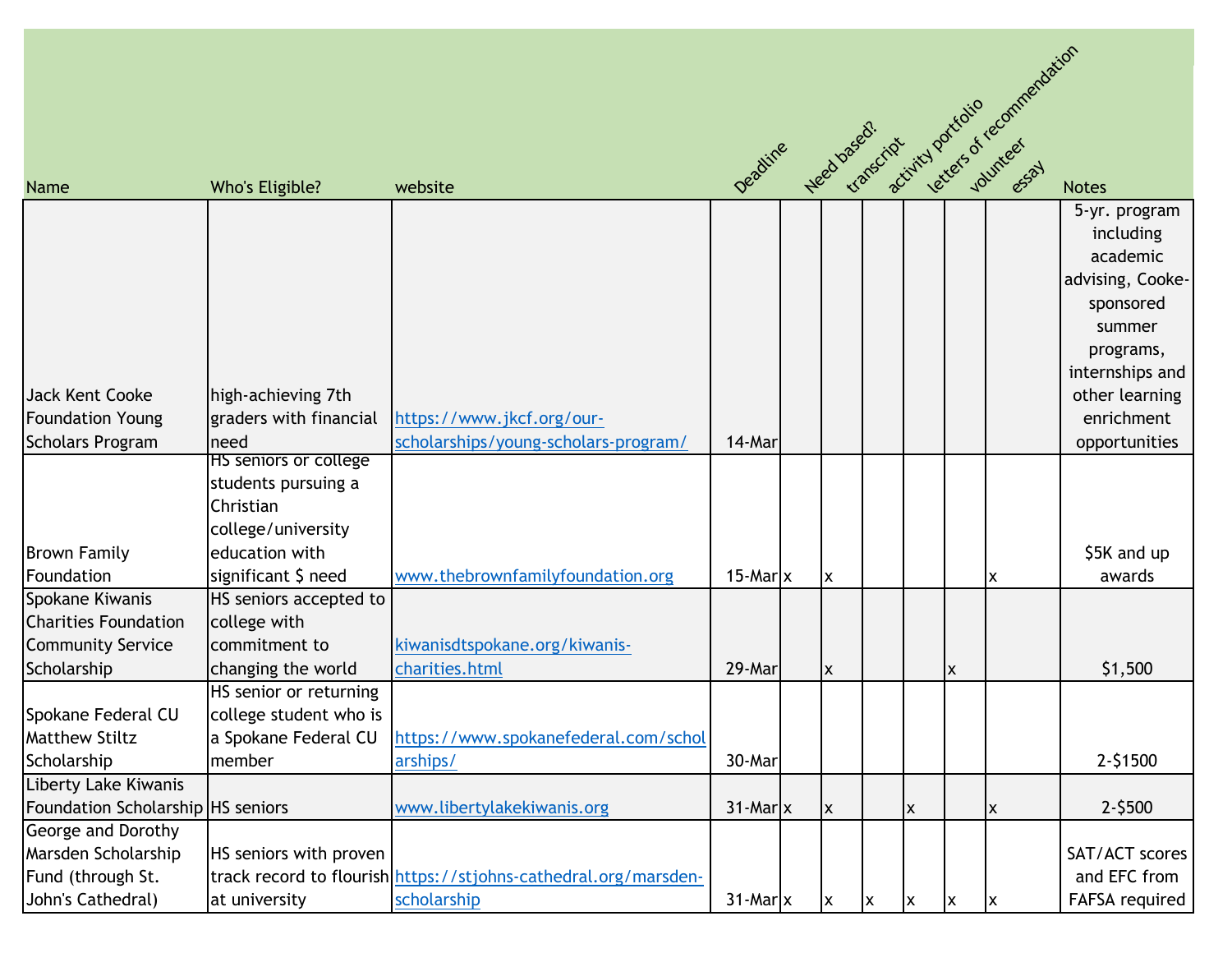| Name | Who's Eligible? | website | Deadline | Need based? | transcript | activity portfolio | letters of recommendation | volunteer | essay | Notes |
|---|---|---|---|---|---|---|---|---|---|---|
| Jack Kent Cooke Foundation Young Scholars Program | high-achieving 7th graders with financial need | https://www.jkcf.org/our-scholarships/young-scholars-program/ | 14-Mar | | | | | | | 5-yr. program including academic advising, Cooke-sponsored summer programs, internships and other learning enrichment opportunities |
| Brown Family Foundation | HS seniors or college students pursuing a Christian college/university education with significant $ need | www.thebrownfamilyfoundation.org | 15-Mar | x | x | | | | x | $5K and up awards |
| Spokane Kiwanis Charities Foundation Community Service Scholarship | HS seniors accepted to college with commitment to changing the world | kiwanisdtspokane.org/kiwanis-charities.html | 29-Mar | | x | | | x | | $1,500 |
| Spokane Federal CU Matthew Stiltz Scholarship | HS senior or returning college student who is a Spokane Federal CU member | https://www.spokanefederal.com/scholarships/ | 30-Mar | | | | | | | 2-$1500 |
| Liberty Lake Kiwanis Foundation Scholarship | HS seniors | www.libertylakekiwanis.org | 31-Mar | x | x | | x | | x | 2-$500 |
| George and Dorothy Marsden Scholarship Fund (through St. John's Cathedral) | HS seniors with proven track record to flourish at university | https://stjohns-cathedral.org/marsden-scholarship | 31-Mar | x | x | x | x | x | x | SAT/ACT scores and EFC from FAFSA required |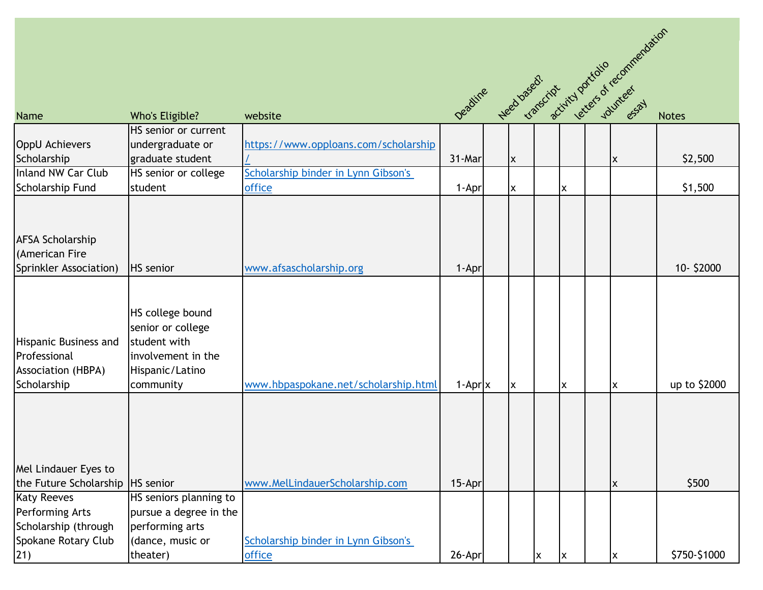| Name | Who's Eligible? | website | Deadline | Need based? | transcript | activity portfolio | letters of recommendation | volunteer | essay | Notes |
|---|---|---|---|---|---|---|---|---|---|---|
| OppU Achievers Scholarship | HS senior or current undergraduate or graduate student | https://www.opploans.com/scholarship/ | 31-Mar | | x | | | | x | $2,500 |
| Inland NW Car Club Scholarship Fund | HS senior or college student | Scholarship binder in Lynn Gibson's office | 1-Apr | | x | | x | | | $1,500 |
| AFSA Scholarship (American Fire Sprinkler Association) | HS senior | www.afsascholarship.org | 1-Apr | | | | | | | 10- $2000 |
| Hispanic Business and Professional Association (HBPA) Scholarship | HS college bound senior or college student with involvement in the Hispanic/Latino community | www.hbpaspokane.net/scholarship.html | 1-Apr | x | x | | x | | x | up to $2000 |
| Mel Lindauer Eyes to the Future Scholarship | HS senior | www.MelLindauerScholarship.com | 15-Apr | | | | | | x | $500 |
| Katy Reeves Performing Arts Scholarship (through Spokane Rotary Club 21) | HS seniors planning to pursue a degree in the performing arts (dance, music or theater) | Scholarship binder in Lynn Gibson's office | 26-Apr | | | x | x | | x | $750-$1000 |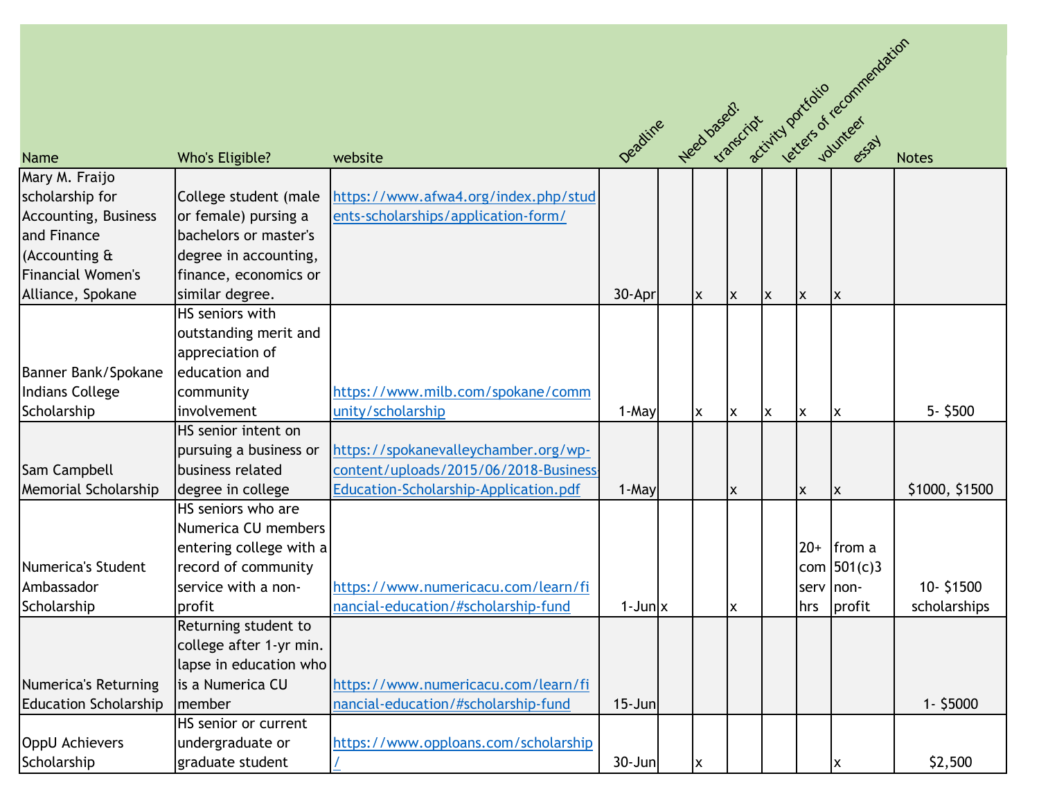| Name | Who's Eligible? | website | Deadline | Need based? | transcript | activity portfolio | letters of recommendation | volunteer | essay | Notes |
|---|---|---|---|---|---|---|---|---|---|---|
| Mary M. Fraijo scholarship for Accounting, Business and Finance (Accounting & Financial Women's Alliance, Spokane | College student (male or female) pursing a bachelors or master's degree in accounting, finance, economics or similar degree. | https://www.afwa4.org/index.php/students-scholarships/application-form/ | 30-Apr | | x | x | x | x | x | |
| Banner Bank/Spokane Indians College Scholarship | HS seniors with outstanding merit and appreciation of education and community involvement | https://www.milb.com/spokane/community/scholarship | 1-May | | x | x | x | x | x | 5- $500 |
| Sam Campbell Memorial Scholarship | HS senior intent on pursuing a business or business related degree in college | https://spokanevalleychamber.org/wp-content/uploads/2015/06/2018-Business-Education-Scholarship-Application.pdf | 1-May | | | x | | x | x | $1000, $1500 |
| Numerica's Student Ambassador Scholarship | HS seniors who are Numerica CU members entering college with a record of community service with a non-profit | https://www.numericacu.com/learn/financial-education/#scholarship-fund | 1-Jun | x | | x | | 20+ com serv hrs | from a 501(c)3 non-profit | 10- $1500 scholarships |
| Numerica's Returning Education Scholarship | Returning student to college after 1-yr min. lapse in education who is a Numerica CU member | https://www.numericacu.com/learn/financial-education/#scholarship-fund | 15-Jun | | | | | | | 1- $5000 |
| OppU Achievers Scholarship | HS senior or current undergraduate or graduate student | https://www.opploans.com/scholarship/ | 30-Jun | | x | | | | x | $2,500 |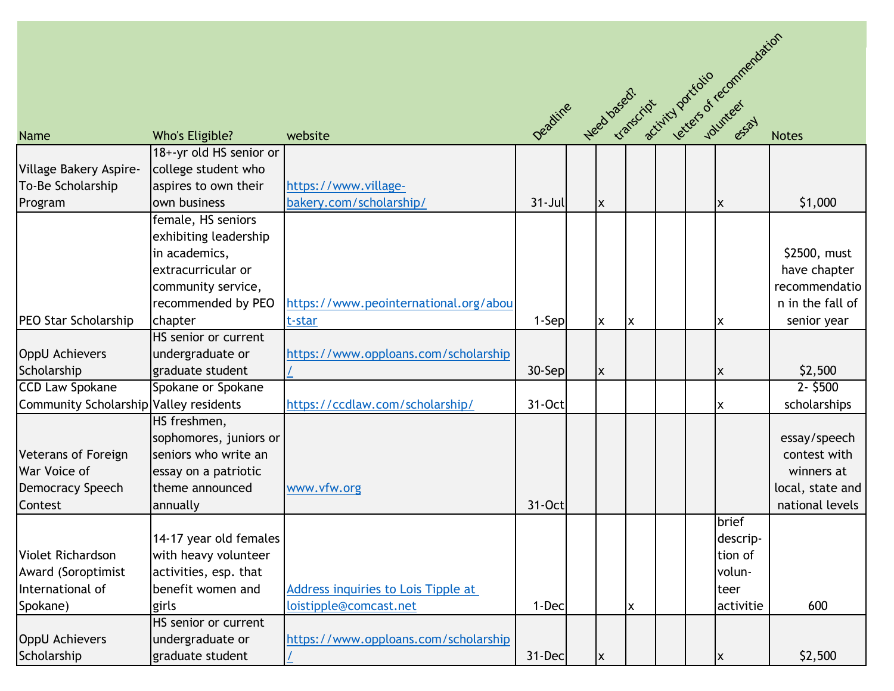| Name | Who's Eligible? | website | Deadline | Need based? | transcript | activity portfolio | letters of recommendation | volunteer | essay | Notes |
|---|---|---|---|---|---|---|---|---|---|---|
| Village Bakery Aspire-To-Be Scholarship Program | 18+-yr old HS senior or college student who aspires to own their own business | https://www.village-bakery.com/scholarship/ | 31-Jul | | x | | | | x | $1,000 |
| PEO Star Scholarship | female, HS seniors exhibiting leadership in academics, extracurricular or community service, recommended by PEO chapter | https://www.peointernational.org/about-star | 1-Sep | | x | x | | | x | $2500, must have chapter recommendation in the fall of senior year |
| OppU Achievers Scholarship | HS senior or current undergraduate or graduate student | https://www.opploans.com/scholarship/ | 30-Sep | | x | | | | x | $2,500 |
| CCD Law Spokane Community Scholarship | Spokane or Spokane Valley residents | https://ccdlaw.com/scholarship/ | 31-Oct | | | | | | x | 2- $500 scholarships |
| Veterans of Foreign War Voice of Democracy Speech Contest | HS freshmen, sophomores, juniors or seniors who write an essay on a patriotic theme announced annually | www.vfw.org | 31-Oct | | | | | | | essay/speech contest with winners at local, state and national levels |
| Violet Richardson Award (Soroptimist International of Spokane) | 14-17 year old females with heavy volunteer activities, esp. that benefit women and girls | Address inquiries to Lois Tipple at loistipple@comcast.net | 1-Dec | | | x | | | brief description of volunteer activitie | 600 |
| OppU Achievers Scholarship | HS senior or current undergraduate or graduate student | https://www.opploans.com/scholarship/ | 31-Dec | | x | | | | x | $2,500 |